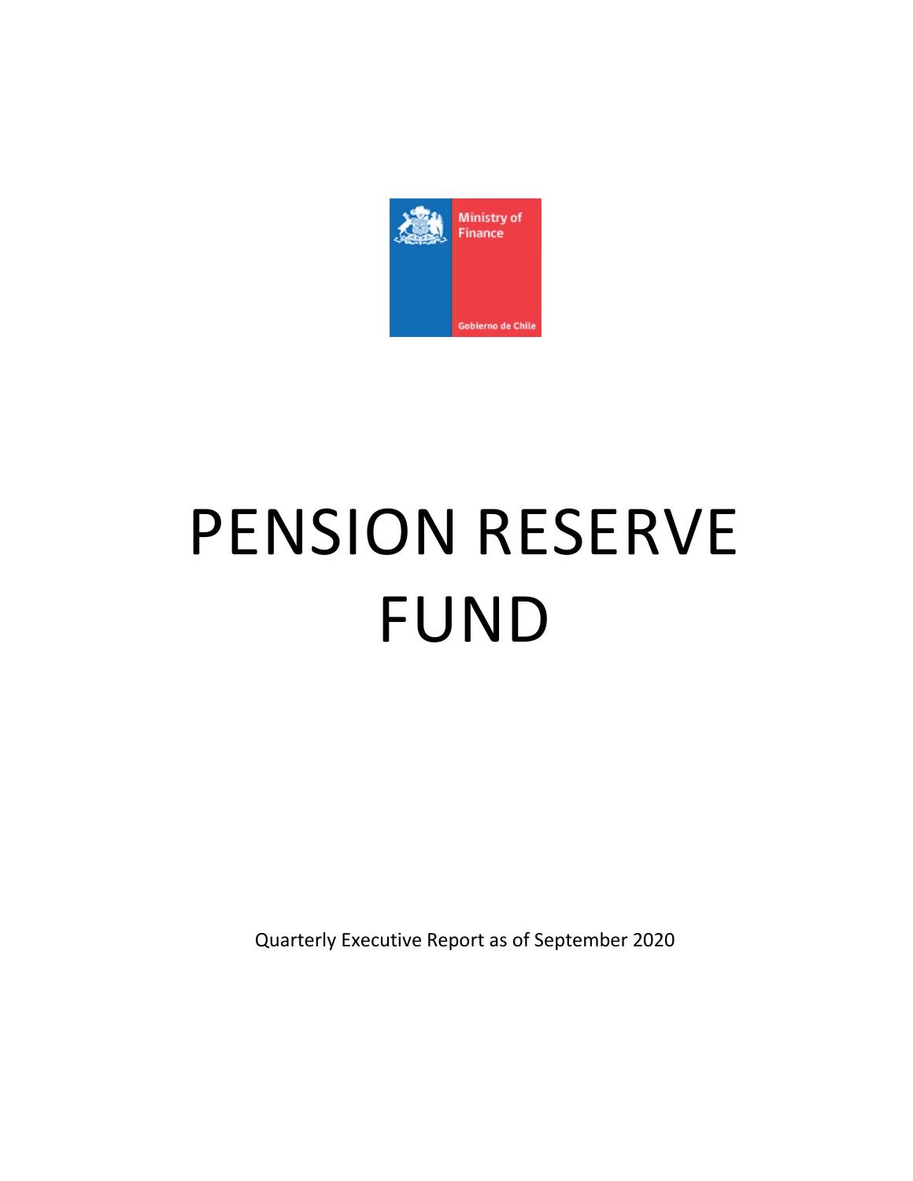Ministry of Finance

Gobierno de Chile

# PENSION RESERVE FUND

Quarterly Executive Report as of September 2020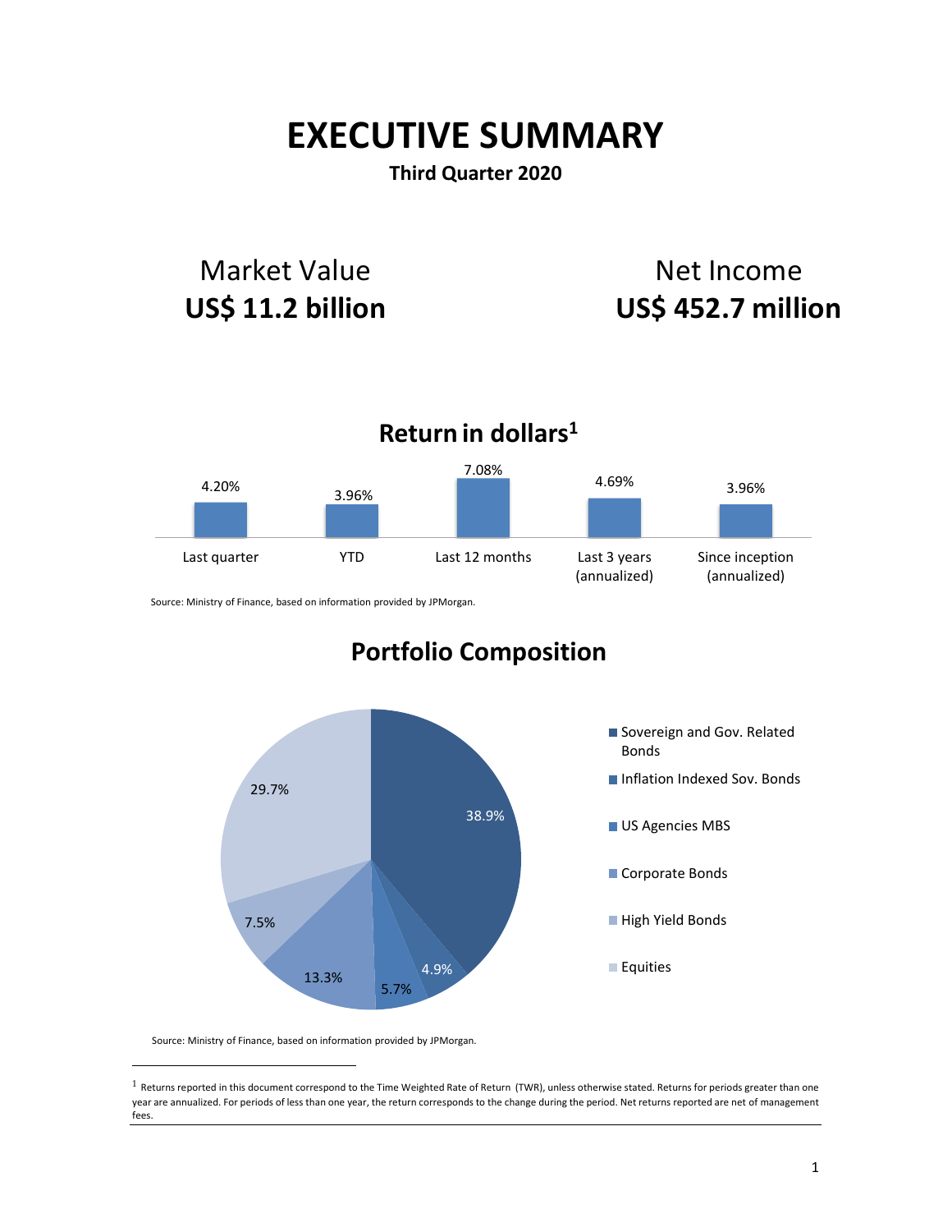# EXECUTIVE SUMMARY

**Third Quarter 2020**

Market Value
**US$ 11.2 billion**

Net Income
**US$ 452.7 million**

## Return in dollars[1]

| Last quarter | YTD | Last 12 months | Last 3 years (annualized) | Since inception (annualized) |
|---|---|---|---|---|
| 4.20% | 3.96% | 7.08% | 4.69% | 3.96% |

Source: Ministry of Finance, based on information provided by JPMorgan.

## Portfolio Composition

| Asset class | Share |
|---|---|
| Sovereign and Gov. Related Bonds | 38.9% |
| Inflation Indexed Sov. Bonds | 4.9% |
| US Agencies MBS | 5.7% |
| Corporate Bonds | 13.3% |
| High Yield Bonds | 7.5% |
| Equities | 29.7% |

Source: Ministry of Finance, based on information provided by JPMorgan.

[1] Returns reported in this document correspond to the Time Weighted Rate of Return (TWR), unless otherwise stated. Returns for periods greater than one year are annualized. For periods of less than one year, the return corresponds to the change during the period. Net returns reported are net of management fees.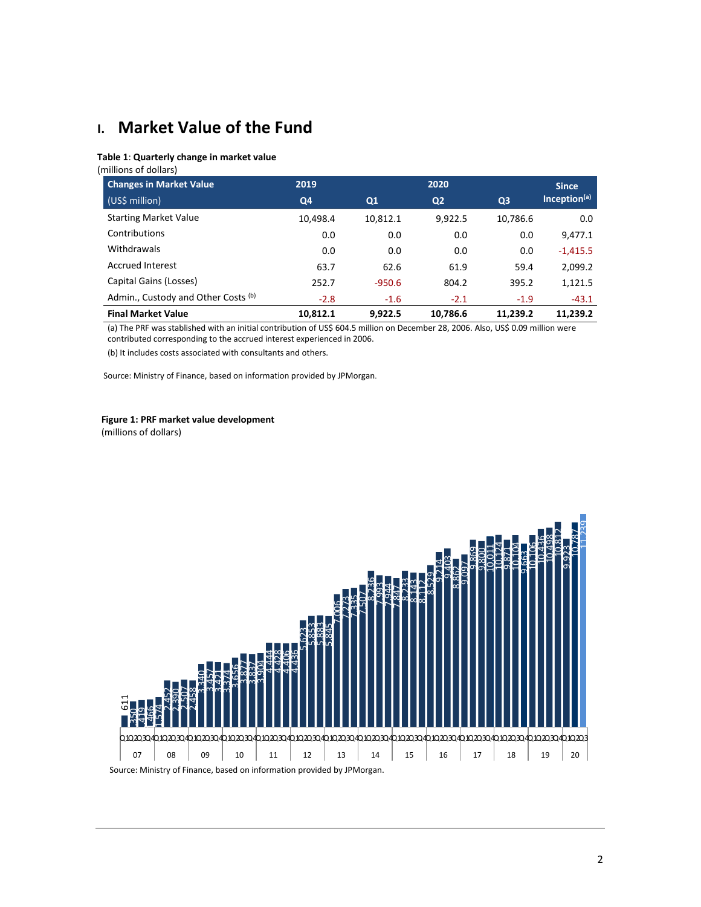# I. Market Value of the Fund

**Table 1**: **Quarterly change in market value**
(millions of dollars)

| Changes in Market Value (US$ million) | 2019 Q4 | 2020 Q1 | 2020 Q2 | 2020 Q3 | Since Inception[(a)] |
|---|---|---|---|---|---|
| Starting Market Value | 10,498.4 | 10,812.1 | 9,922.5 | 10,786.6 | 0.0 |
| Contributions | 0.0 | 0.0 | 0.0 | 0.0 | 9,477.1 |
| Withdrawals | 0.0 | 0.0 | 0.0 | 0.0 | -1,415.5 |
| Accrued Interest | 63.7 | 62.6 | 61.9 | 59.4 | 2,099.2 |
| Capital Gains (Losses) | 252.7 | -950.6 | 804.2 | 395.2 | 1,121.5 |
| Admin., Custody and Other Costs [(b)] | -2.8 | -1.6 | -2.1 | -1.9 | -43.1 |
| **Final Market Value** | **10,812.1** | **9,922.5** | **10,786.6** | **11,239.2** | **11,239.2** |

(a) The PRF was stablished with an initial contribution of US$ 604.5 million on December 28, 2006. Also, US$ 0.09 million were contributed corresponding to the accrued interest experienced in 2006.

(b) It includes costs associated with consultants and others.

Source: Ministry of Finance, based on information provided by JPMorgan.

**Figure 1: PRF market value development**
(millions of dollars)

Source: Ministry of Finance, based on information provided by JPMorgan.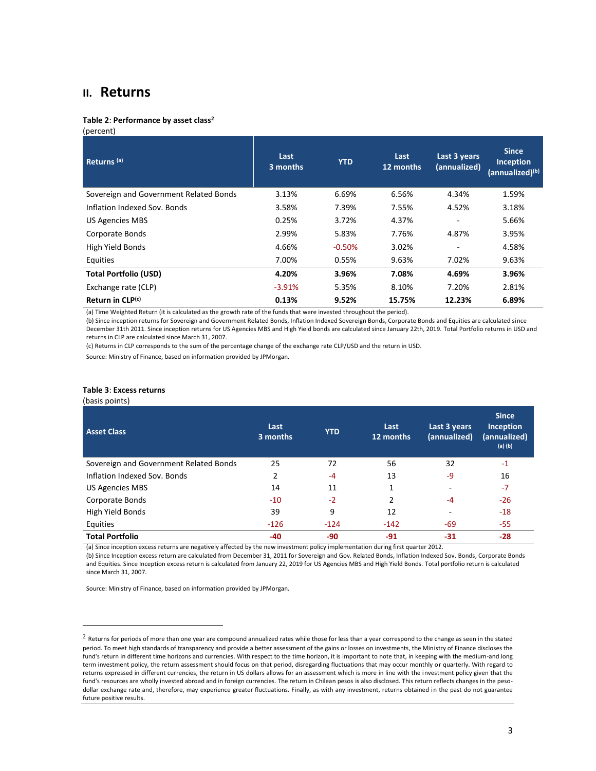## II. Returns

**Table 2**: **Performance by asset class**[2]
(percent)

| Returns [(a)] | Last 3 months | YTD | Last 12 months | Last 3 years (annualized) | Since Inception (annualized)[(b)] |
|---|---|---|---|---|---|
| Sovereign and Government Related Bonds | 3.13% | 6.69% | 6.56% | 4.34% | 1.59% |
| Inflation Indexed Sov. Bonds | 3.58% | 7.39% | 7.55% | 4.52% | 3.18% |
| US Agencies MBS | 0.25% | 3.72% | 4.37% | - | 5.66% |
| Corporate Bonds | 2.99% | 5.83% | 7.76% | 4.87% | 3.95% |
| High Yield Bonds | 4.66% | -0.50% | 3.02% | - | 4.58% |
| Equities | 7.00% | 0.55% | 9.63% | 7.02% | 9.63% |
| **Total Portfolio (USD)** | **4.20%** | **3.96%** | **7.08%** | **4.69%** | **3.96%** |
| Exchange rate (CLP) | -3.91% | 5.35% | 8.10% | 7.20% | 2.81% |
| **Return in CLP[(c)]** | **0.13%** | **9.52%** | **15.75%** | **12.23%** | **6.89%** |

(a) Time Weighted Return (it is calculated as the growth rate of the funds that were invested throughout the period).
(b) Since inception returns for Sovereign and Government Related Bonds, Inflation Indexed Sovereign Bonds, Corporate Bonds and Equities are calculated since December 31th 2011. Since inception returns for US Agencies MBS and High Yield bonds are calculated since January 22th, 2019. Total Portfolio returns in USD and returns in CLP are calculated since March 31, 2007.
(c) Returns in CLP corresponds to the sum of the percentage change of the exchange rate CLP/USD and the return in USD.

Source: Ministry of Finance, based on information provided by JPMorgan.

**Table 3**: **Excess returns**
(basis points)

| Asset Class | Last 3 months | YTD | Last 12 months | Last 3 years (annualized) | Since Inception (annualized) [(a) (b)] |
|---|---|---|---|---|---|
| Sovereign and Government Related Bonds | 25 | 72 | 56 | 32 | -1 |
| Inflation Indexed Sov. Bonds | 2 | -4 | 13 | -9 | 16 |
| US Agencies MBS | 14 | 11 | 1 | - | -7 |
| Corporate Bonds | -10 | -2 | 2 | -4 | -26 |
| High Yield Bonds | 39 | 9 | 12 | - | -18 |
| Equities | -126 | -124 | -142 | -69 | -55 |
| **Total Portfolio** | **-40** | **-90** | **-91** | **-31** | **-28** |

(a) Since inception excess returns are negatively affected by the new investment policy implementation during first quarter 2012.
(b) Since Inception excess return are calculated from December 31, 2011 for Sovereign and Gov. Related Bonds, Inflation Indexed Sov. Bonds, Corporate Bonds and Equities. Since Inception excess return is calculated from January 22, 2019 for US Agencies MBS and High Yield Bonds. Total portfolio return is calculated since March 31, 2007.

Source: Ministry of Finance, based on information provided by JPMorgan.

---

[2] Returns for periods of more than one year are compound annualized rates while those for less than a year correspond to the change as seen in the stated period. To meet high standards of transparency and provide a better assessment of the gains or losses on investments, the Ministry of Finance discloses the fund's return in different time horizons and currencies. With respect to the time horizon, it is important to note that, in keeping with the medium-and long term investment policy, the return assessment should focus on that period, disregarding fluctuations that may occur monthly or quarterly. With regard to returns expressed in different currencies, the return in US dollars allows for an assessment which is more in line with the investment policy given that the fund's resources are wholly invested abroad and in foreign currencies. The return in Chilean pesos is also disclosed. This return reflects changes in the peso-dollar exchange rate and, therefore, may experience greater fluctuations. Finally, as with any investment, returns obtained in the past do not guarantee future positive results.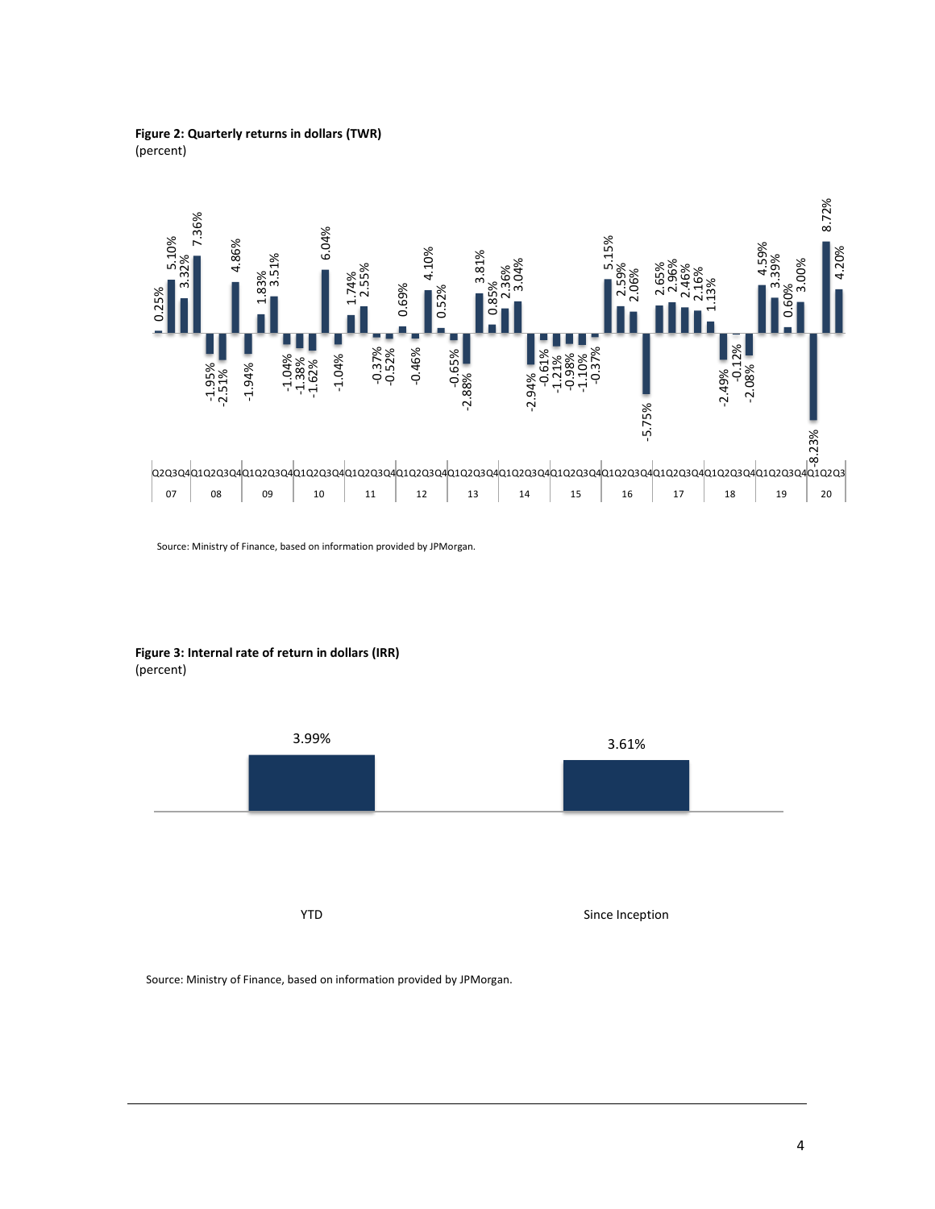**Figure 2: Quarterly returns in dollars (TWR)**
(percent)

| Year | Quarter | Return |
|---|---|---|
| 07 | Q2 | 0.25% |
| 07 | Q3 | 5.10% |
| 07 | Q4 | 3.32% |
| 08 | Q1 | 7.36% |
| 08 | Q2 | -1.95% |
| 08 | Q3 | -2.51% |
| 08 | Q4 | 4.86% |
| 09 | Q1 | -1.94% |
| 09 | Q2 | 1.83% |
| 09 | Q3 | 3.51% |
| 09 | Q4 | -1.04% |
| 10 | Q1 | -1.38% |
| 10 | Q2 | -1.62% |
| 10 | Q3 | 6.04% |
| 10 | Q4 | -1.04% |
| 11 | Q1 | 1.74% |
| 11 | Q2 | 2.55% |
| 11 | Q3 | -0.37% |
| 11 | Q4 | -0.52% |
| 12 | Q1 | 0.69% |
| 12 | Q2 | -0.46% |
| 12 | Q3 | 4.10% |
| 12 | Q4 | 0.52% |
| 13 | Q1 | -0.65% |
| 13 | Q2 | -2.88% |
| 13 | Q3 | 3.81% |
| 13 | Q4 | 0.85% |
| 14 | Q1 | 2.36% |
| 14 | Q2 | 3.04% |
| 14 | Q3 | -2.94% |
| 14 | Q4 | -0.61% |
| 15 | Q1 | -1.21% |
| 15 | Q2 | -0.98% |
| 15 | Q3 | -1.10% |
| 15 | Q4 | -0.37% |
| 16 | Q1 | 5.15% |
| 16 | Q2 | 2.59% |
| 16 | Q3 | 2.06% |
| 16 | Q4 | -5.75% |
| 17 | Q1 | 2.65% |
| 17 | Q2 | 2.96% |
| 17 | Q3 | 2.46% |
| 17 | Q4 | 2.16% |
| 18 | Q1 | 1.13% |
| 18 | Q2 | -2.49% |
| 18 | Q3 | -0.12% |
| 18 | Q4 | -2.08% |
| 19 | Q1 | 4.59% |
| 19 | Q2 | 3.39% |
| 19 | Q3 | 0.60% |
| 19 | Q4 | 3.00% |
| 20 | Q1 | -8.23% |
| 20 | Q2 | 8.72% |
| 20 | Q3 | 4.20% |

Source: Ministry of Finance, based on information provided by JPMorgan.

**Figure 3: Internal rate of return in dollars (IRR)**
(percent)

| | YTD | Since Inception |
|---|---|---|
| IRR | 3.99% | 3.61% |

Source: Ministry of Finance, based on information provided by JPMorgan.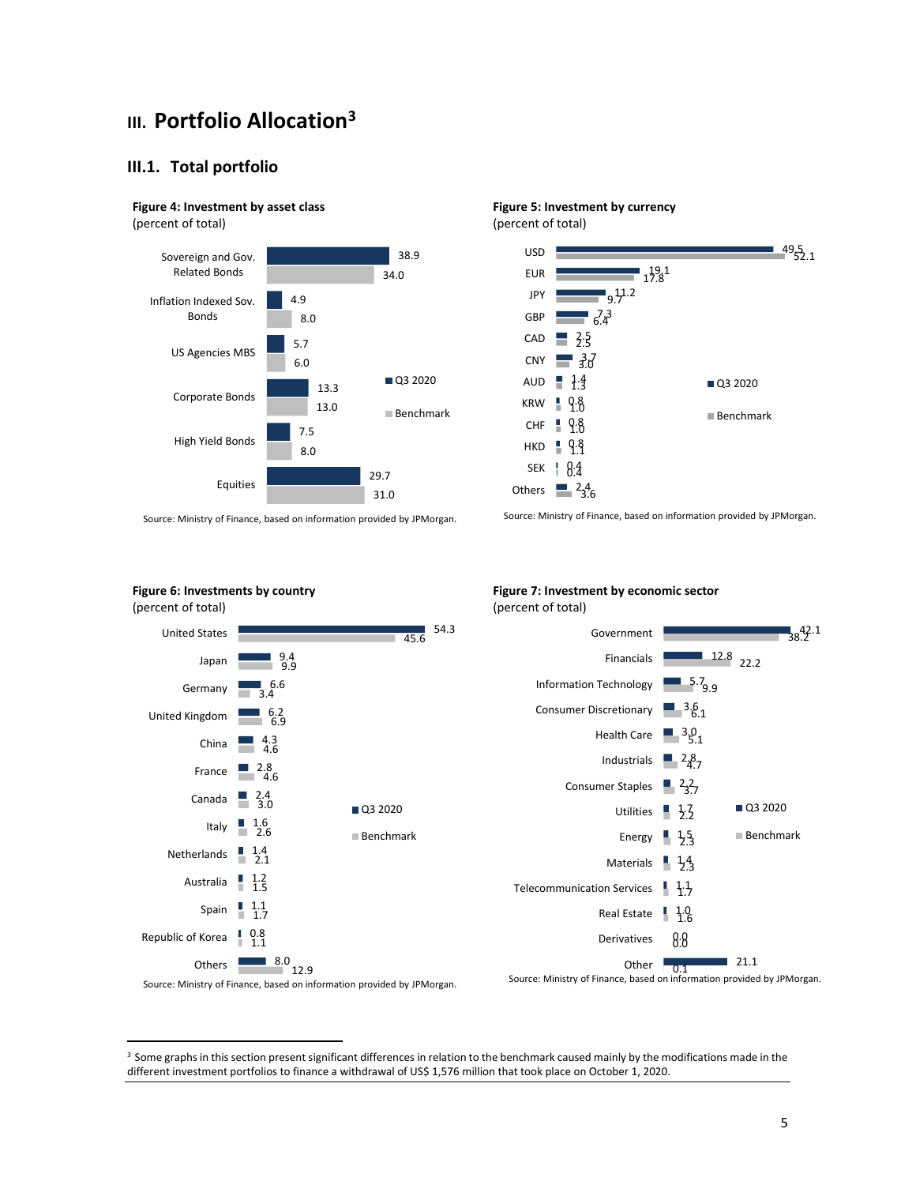# III. Portfolio Allocation[3]

## III.1. Total portfolio

**Figure 4: Investment by asset class**
(percent of total)

| Asset class | Q3 2020 | Benchmark |
|---|---|---|
| Sovereign and Gov. Related Bonds | 38.9 | 34.0 |
| Inflation Indexed Sov. Bonds | 4.9 | 8.0 |
| US Agencies MBS | 5.7 | 6.0 |
| Corporate Bonds | 13.3 | 13.0 |
| High Yield Bonds | 7.5 | 8.0 |
| Equities | 29.7 | 31.0 |

Source: Ministry of Finance, based on information provided by JPMorgan.

**Figure 5: Investment by currency**
(percent of total)

| Currency | Q3 2020 | Benchmark |
|---|---|---|
| USD | 49.5 | 52.1 |
| EUR | 19.1 | 17.8 |
| JPY | 11.2 | 9.7 |
| GBP | 7.3 | 6.4 |
| CAD | 2.5 | 2.5 |
| CNY | 3.7 | 3.0 |
| AUD | 1.4 | 1.3 |
| KRW | 0.8 | 1.0 |
| CHF | 0.8 | 1.0 |
| HKD | 0.8 | 1.1 |
| SEK | 0.4 | 0.4 |
| Others | 2.4 | 3.6 |

Source: Ministry of Finance, based on information provided by JPMorgan.

**Figure 6: Investments by country**
(percent of total)

| Country | Q3 2020 | Benchmark |
|---|---|---|
| United States | 54.3 | 45.6 |
| Japan | 9.4 | 9.9 |
| Germany | 6.6 | 3.4 |
| United Kingdom | 6.2 | 6.9 |
| China | 4.3 | 4.6 |
| France | 2.8 | 4.6 |
| Canada | 2.4 | 3.0 |
| Italy | 1.6 | 2.6 |
| Netherlands | 1.4 | 2.1 |
| Australia | 1.2 | 1.5 |
| Spain | 1.1 | 1.7 |
| Republic of Korea | 0.8 | 1.1 |
| Others | 8.0 | 12.9 |

Source: Ministry of Finance, based on information provided by JPMorgan.

**Figure 7: Investment by economic sector**
(percent of total)

| Sector | Q3 2020 | Benchmark |
|---|---|---|
| Government | 42.1 | 38.2 |
| Financials | 12.8 | 22.2 |
| Information Technology | 5.7 | 9.9 |
| Consumer Discretionary | 3.6 | 6.1 |
| Health Care | 3.0 | 5.1 |
| Industrials | 2.8 | 4.7 |
| Consumer Staples | 2.2 | 3.7 |
| Utilities | 1.7 | 2.2 |
| Energy | 1.5 | 2.3 |
| Materials | 1.4 | 2.3 |
| Telecommunication Services | 1.1 | 1.7 |
| Real Estate | 1.0 | 1.6 |
| Derivatives | 0.0 | 0.0 |
| Other | 21.1 | 0.1 |

Source: Ministry of Finance, based on information provided by JPMorgan.

[3] Some graphs in this section present significant differences in relation to the benchmark caused mainly by the modifications made in the different investment portfolios to finance a withdrawal of US$ 1,576 million that took place on October 1, 2020.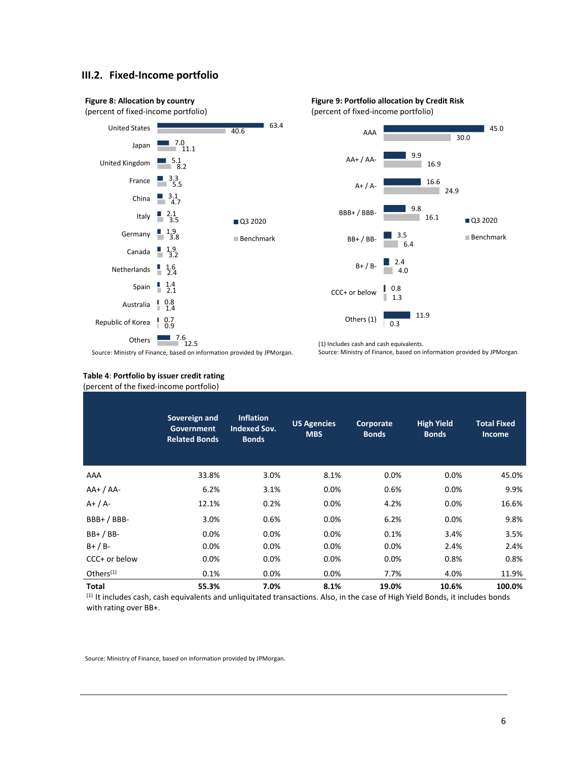## III.2. Fixed-Income portfolio

**Figure 8: Allocation by country**
(percent of fixed-income portfolio)

| Country | Q3 2020 | Benchmark |
|---|---|---|
| United States | 63.4 | 40.6 |
| Japan | 7.0 | 11.1 |
| United Kingdom | 5.1 | 8.2 |
| France | 3.3 | 5.5 |
| China | 3.1 | 4.7 |
| Italy | 2.1 | 3.5 |
| Germany | 1.9 | 3.8 |
| Canada | 1.9 | 3.2 |
| Netherlands | 1.6 | 2.4 |
| Spain | 1.4 | 2.1 |
| Australia | 0.8 | 1.4 |
| Republic of Korea | 0.7 | 0.9 |
| Others | 7.6 | 12.5 |

Source: Ministry of Finance, based on information provided by JPMorgan.

**Figure 9: Portfolio allocation by Credit Risk**
(percent of fixed-income portfolio)

| Rating | Q3 2020 | Benchmark |
|---|---|---|
| AAA | 45.0 | 30.0 |
| AA+ / AA- | 9.9 | 16.9 |
| A+ / A- | 16.6 | 24.9 |
| BBB+ / BBB- | 9.8 | 16.1 |
| BB+ / BB- | 3.5 | 6.4 |
| B+ / B- | 2.4 | 4.0 |
| CCC+ or below | 0.8 | 1.3 |
| Others (1) | 11.9 | 0.3 |

(1) Includes cash and cash equivalents.
Source: Ministry of Finance, based on information provided by JPMorgan.

**Table 4**: **Portfolio by issuer credit rating**
(percent of the fixed-income portfolio)

| | Sovereign and Government Related Bonds | Inflation Indexed Sov. Bonds | US Agencies MBS | Corporate Bonds | High Yield Bonds | Total Fixed Income |
|---|---|---|---|---|---|---|
| AAA | 33.8% | 3.0% | 8.1% | 0.0% | 0.0% | 45.0% |
| AA+ / AA- | 6.2% | 3.1% | 0.0% | 0.6% | 0.0% | 9.9% |
| A+ / A- | 12.1% | 0.2% | 0.0% | 4.2% | 0.0% | 16.6% |
| BBB+ / BBB- | 3.0% | 0.6% | 0.0% | 6.2% | 0.0% | 9.8% |
| BB+ / BB- | 0.0% | 0.0% | 0.0% | 0.1% | 3.4% | 3.5% |
| B+ / B- | 0.0% | 0.0% | 0.0% | 0.0% | 2.4% | 2.4% |
| CCC+ or below | 0.0% | 0.0% | 0.0% | 0.0% | 0.8% | 0.8% |
| Others[(1)] | 0.1% | 0.0% | 0.0% | 7.7% | 4.0% | 11.9% |
| **Total** | **55.3%** | **7.0%** | **8.1%** | **19.0%** | **10.6%** | **100.0%** |

[(1)] It includes cash, cash equivalents and unliquitated transactions. Also, in the case of High Yield Bonds, it includes bonds with rating over BB+.

Source: Ministry of Finance, based on information provided by JPMorgan.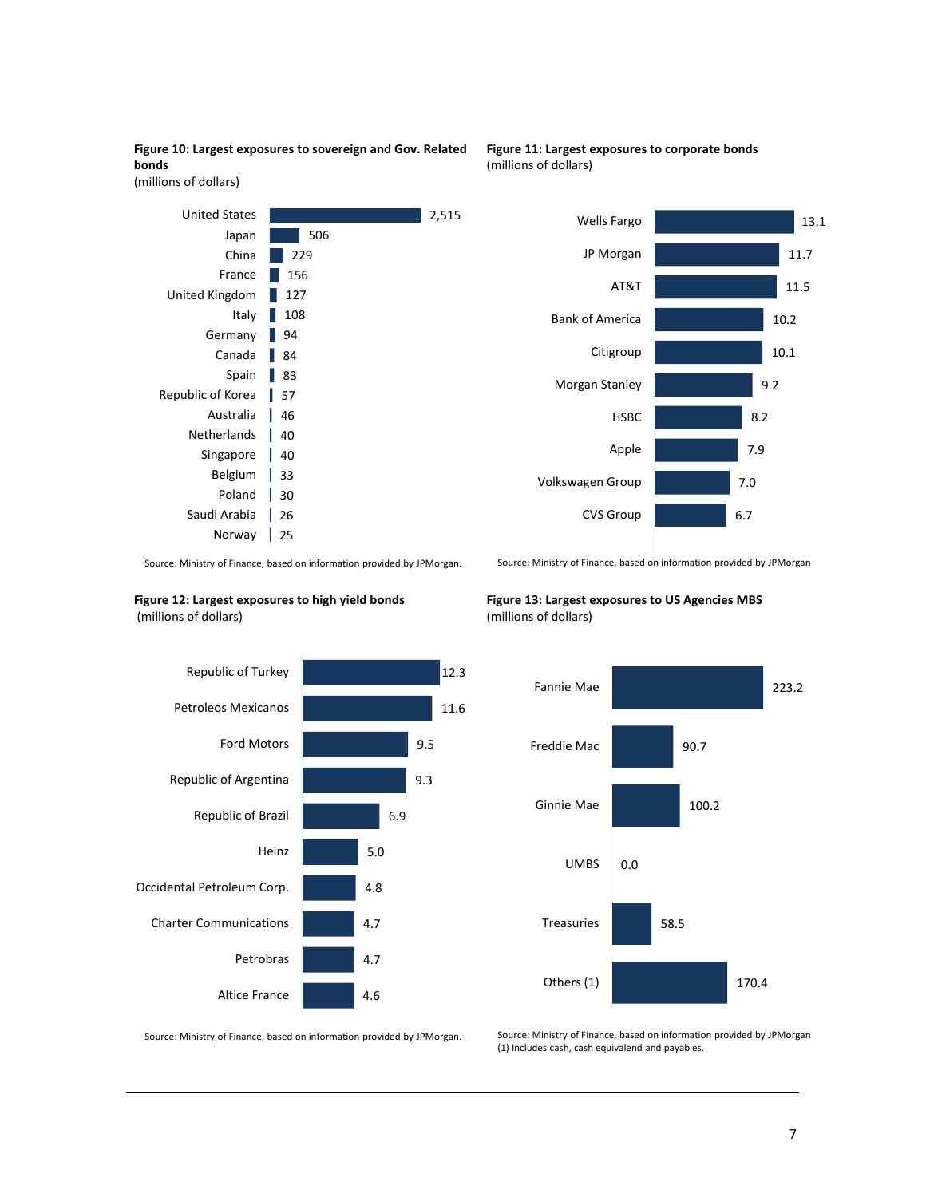**Figure 10: Largest exposures to sovereign and Gov. Related bonds**
(millions of dollars)

| Country | Value |
|---|---|
| United States | 2,515 |
| Japan | 506 |
| China | 229 |
| France | 156 |
| United Kingdom | 127 |
| Italy | 108 |
| Germany | 94 |
| Canada | 84 |
| Spain | 83 |
| Republic of Korea | 57 |
| Australia | 46 |
| Netherlands | 40 |
| Singapore | 40 |
| Belgium | 33 |
| Poland | 30 |
| Saudi Arabia | 26 |
| Norway | 25 |

Source: Ministry of Finance, based on information provided by JPMorgan.

**Figure 11: Largest exposures to corporate bonds**
(millions of dollars)

| Issuer | Value |
|---|---|
| Wells Fargo | 13.1 |
| JP Morgan | 11.7 |
| AT&T | 11.5 |
| Bank of America | 10.2 |
| Citigroup | 10.1 |
| Morgan Stanley | 9.2 |
| HSBC | 8.2 |
| Apple | 7.9 |
| Volkswagen Group | 7.0 |
| CVS Group | 6.7 |

Source: Ministry of Finance, based on information provided by JPMorgan

**Figure 12: Largest exposures to high yield bonds**
(millions of dollars)

| Issuer | Value |
|---|---|
| Republic of Turkey | 12.3 |
| Petroleos Mexicanos | 11.6 |
| Ford Motors | 9.5 |
| Republic of Argentina | 9.3 |
| Republic of Brazil | 6.9 |
| Heinz | 5.0 |
| Occidental Petroleum Corp. | 4.8 |
| Charter Communications | 4.7 |
| Petrobras | 4.7 |
| Altice France | 4.6 |

Source: Ministry of Finance, based on information provided by JPMorgan.

**Figure 13: Largest exposures to US Agencies MBS**
(millions of dollars)

| Issuer | Value |
|---|---|
| Fannie Mae | 223.2 |
| Freddie Mac | 90.7 |
| Ginnie Mae | 100.2 |
| UMBS | 0.0 |
| Treasuries | 58.5 |
| Others (1) | 170.4 |

Source: Ministry of Finance, based on information provided by JPMorgan
(1) Includes cash, cash equivalend and payables.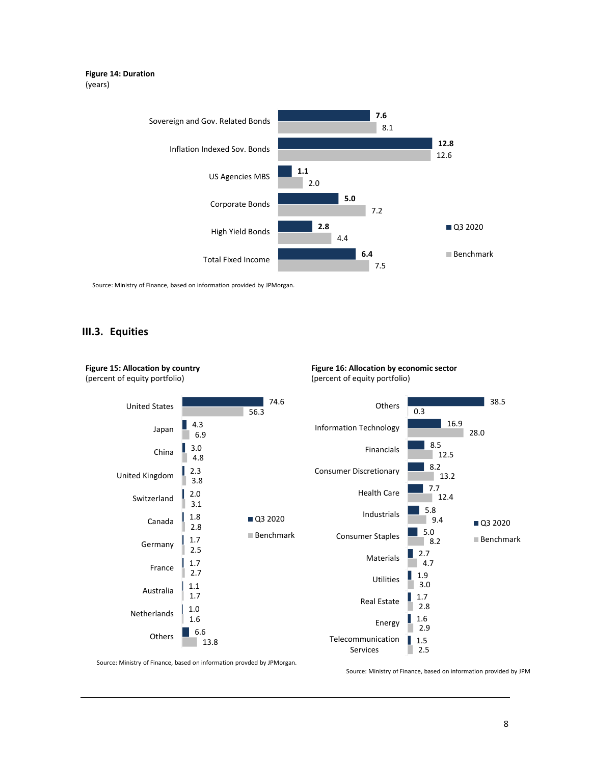**Figure 14: Duration**
(years)

| | Q3 2020 | Benchmark |
|---|---|---|
| Sovereign and Gov. Related Bonds | 7.6 | 8.1 |
| Inflation Indexed Sov. Bonds | 12.8 | 12.6 |
| US Agencies MBS | 1.1 | 2.0 |
| Corporate Bonds | 5.0 | 7.2 |
| High Yield Bonds | 2.8 | 4.4 |
| Total Fixed Income | 6.4 | 7.5 |

Source: Ministry of Finance, based on information provided by JPMorgan.

## III.3. Equities

**Figure 15: Allocation by country**
(percent of equity portfolio)

| | Q3 2020 | Benchmark |
|---|---|---|
| United States | 74.6 | 56.3 |
| Japan | 4.3 | 6.9 |
| China | 3.0 | 4.8 |
| United Kingdom | 2.3 | 3.8 |
| Switzerland | 2.0 | 3.1 |
| Canada | 1.8 | 2.8 |
| Germany | 1.7 | 2.5 |
| France | 1.7 | 2.7 |
| Australia | 1.1 | 1.7 |
| Netherlands | 1.0 | 1.6 |
| Others | 6.6 | 13.8 |

Source: Ministry of Finance, based on information provded by JPMorgan.

**Figure 16: Allocation by economic sector**
(percent of equity portfolio)

| | Q3 2020 | Benchmark |
|---|---|---|
| Others | 38.5 | 0.3 |
| Information Technology | 16.9 | 28.0 |
| Financials | 8.5 | 12.5 |
| Consumer Discretionary | 8.2 | 13.2 |
| Health Care | 7.7 | 12.4 |
| Industrials | 5.8 | 9.4 |
| Consumer Staples | 5.0 | 8.2 |
| Materials | 2.7 | 4.7 |
| Utilities | 1.9 | 3.0 |
| Real Estate | 1.7 | 2.8 |
| Energy | 1.6 | 2.9 |
| Telecommunication Services | 1.5 | 2.5 |

Source: Ministry of Finance, based on information provided by JPM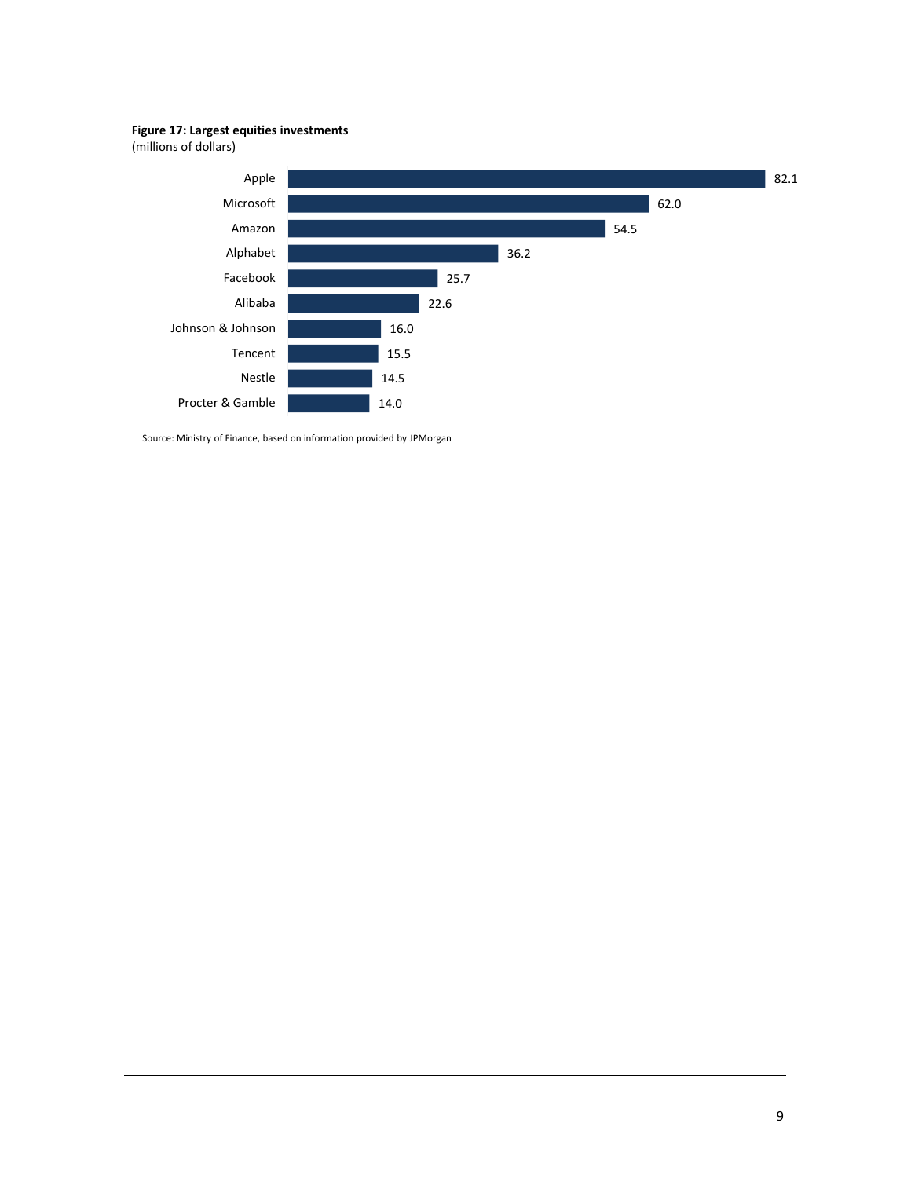**Figure 17: Largest equities investments**
(millions of dollars)

| Company | Value |
| --- | --- |
| Apple | 82.1 |
| Microsoft | 62.0 |
| Amazon | 54.5 |
| Alphabet | 36.2 |
| Facebook | 25.7 |
| Alibaba | 22.6 |
| Johnson & Johnson | 16.0 |
| Tencent | 15.5 |
| Nestle | 14.5 |
| Procter & Gamble | 14.0 |

Source: Ministry of Finance, based on information provided by JPMorgan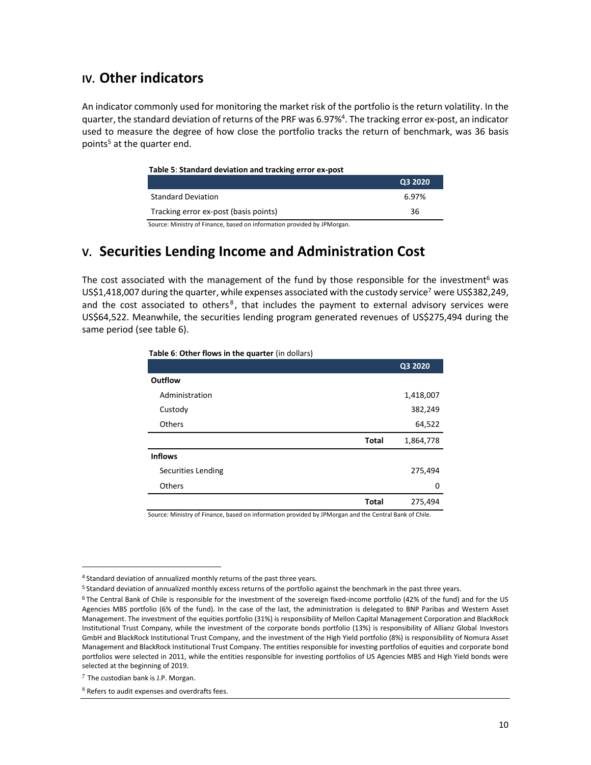## IV. Other indicators

An indicator commonly used for monitoring the market risk of the portfolio is the return volatility. In the quarter, the standard deviation of returns of the PRF was 6.97%[4]. The tracking error ex-post, an indicator used to measure the degree of how close the portfolio tracks the return of benchmark, was 36 basis points[5] at the quarter end.

**Table 5**: **Standard deviation and tracking error ex-post**

| | Q3 2020 |
|---|---|
| Standard Deviation | 6.97% |
| Tracking error ex-post (basis points) | 36 |

Source: Ministry of Finance, based on information provided by JPMorgan.

## V. Securities Lending Income and Administration Cost

The cost associated with the management of the fund by those responsible for the investment[6] was US$1,418,007 during the quarter, while expenses associated with the custody service[7] were US$382,249, and the cost associated to others[8], that includes the payment to external advisory services were US$64,522. Meanwhile, the securities lending program generated revenues of US$275,494 during the same period (see table 6).

**Table 6**: **Other flows in the quarter** (in dollars)

| | | Q3 2020 |
|---|---|---|
| **Outflow** | | |
| Administration | | 1,418,007 |
| Custody | | 382,249 |
| Others | | 64,522 |
| | **Total** | 1,864,778 |
| **Inflows** | | |
| Securities Lending | | 275,494 |
| Others | | 0 |
| | **Total** | 275,494 |

Source: Ministry of Finance, based on information provided by JPMorgan and the Central Bank of Chile.

---

[4] Standard deviation of annualized monthly returns of the past three years.

[5] Standard deviation of annualized monthly excess returns of the portfolio against the benchmark in the past three years.

[6] The Central Bank of Chile is responsible for the investment of the sovereign fixed-income portfolio (42% of the fund) and for the US Agencies MBS portfolio (6% of the fund). In the case of the last, the administration is delegated to BNP Paribas and Western Asset Management. The investment of the equities portfolio (31%) is responsibility of Mellon Capital Management Corporation and BlackRock Institutional Trust Company, while the investment of the corporate bonds portfolio (13%) is responsibility of Allianz Global Investors GmbH and BlackRock Institutional Trust Company, and the investment of the High Yield portfolio (8%) is responsibility of Nomura Asset Management and BlackRock Institutional Trust Company. The entities responsible for investing portfolios of equities and corporate bond portfolios were selected in 2011, while the entities responsible for investing portfolios of US Agencies MBS and High Yield bonds were selected at the beginning of 2019.

[7] The custodian bank is J.P. Morgan.

[8] Refers to audit expenses and overdrafts fees.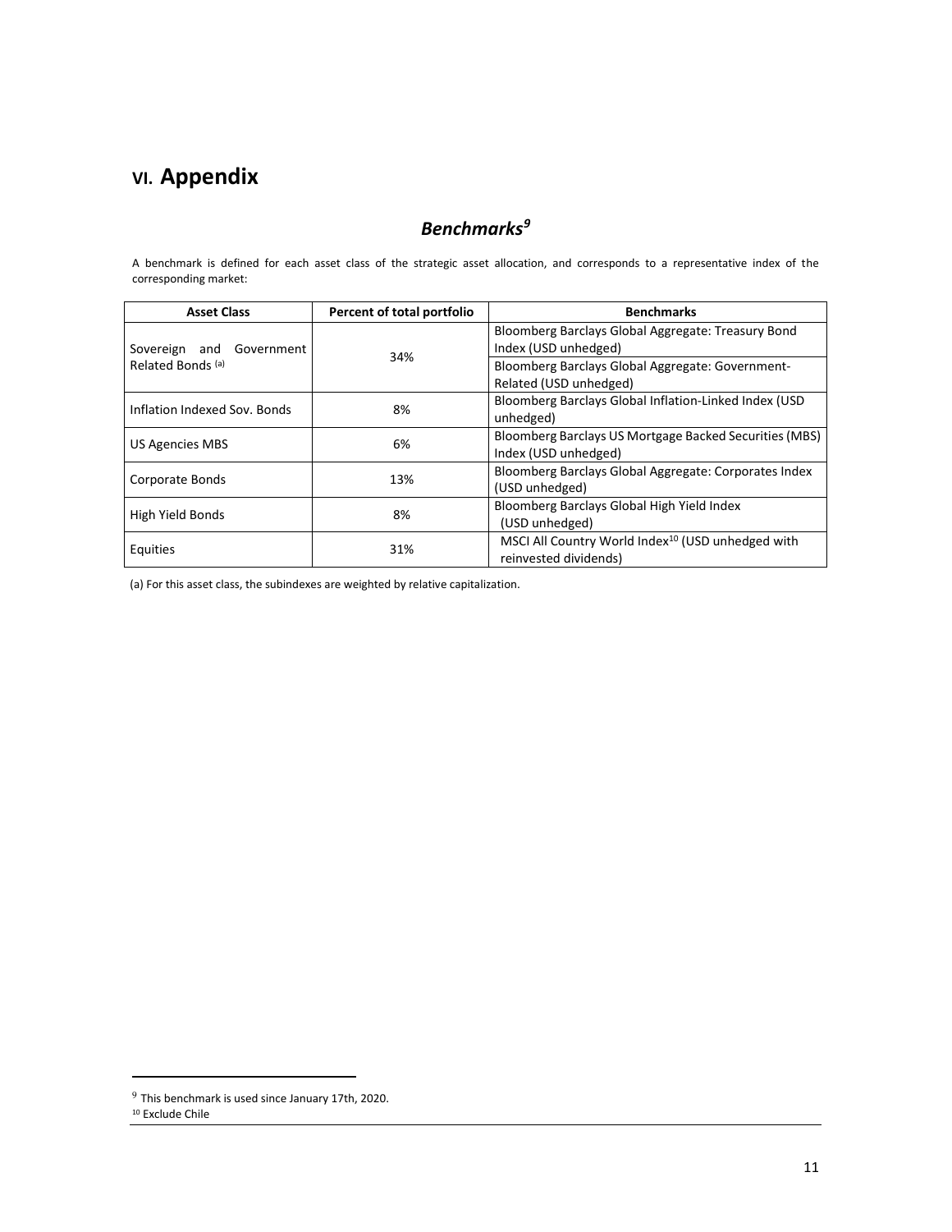# VI. Appendix

## *Benchmarks*[9]

A benchmark is defined for each asset class of the strategic asset allocation, and corresponds to a representative index of the corresponding market:

| Asset Class | Percent of total portfolio | Benchmarks |
|---|---|---|
| Sovereign and Government Related Bonds [(a)] | 34% | Bloomberg Barclays Global Aggregate: Treasury Bond Index (USD unhedged) |
| | | Bloomberg Barclays Global Aggregate: Government-Related (USD unhedged) |
| Inflation Indexed Sov. Bonds | 8% | Bloomberg Barclays Global Inflation-Linked Index (USD unhedged) |
| US Agencies MBS | 6% | Bloomberg Barclays US Mortgage Backed Securities (MBS) Index (USD unhedged) |
| Corporate Bonds | 13% | Bloomberg Barclays Global Aggregate: Corporates Index (USD unhedged) |
| High Yield Bonds | 8% | Bloomberg Barclays Global High Yield Index (USD unhedged) |
| Equities | 31% | MSCI All Country World Index[10] (USD unhedged with reinvested dividends) |

(a) For this asset class, the subindexes are weighted by relative capitalization.

[9] This benchmark is used since January 17th, 2020.

[10] Exclude Chile